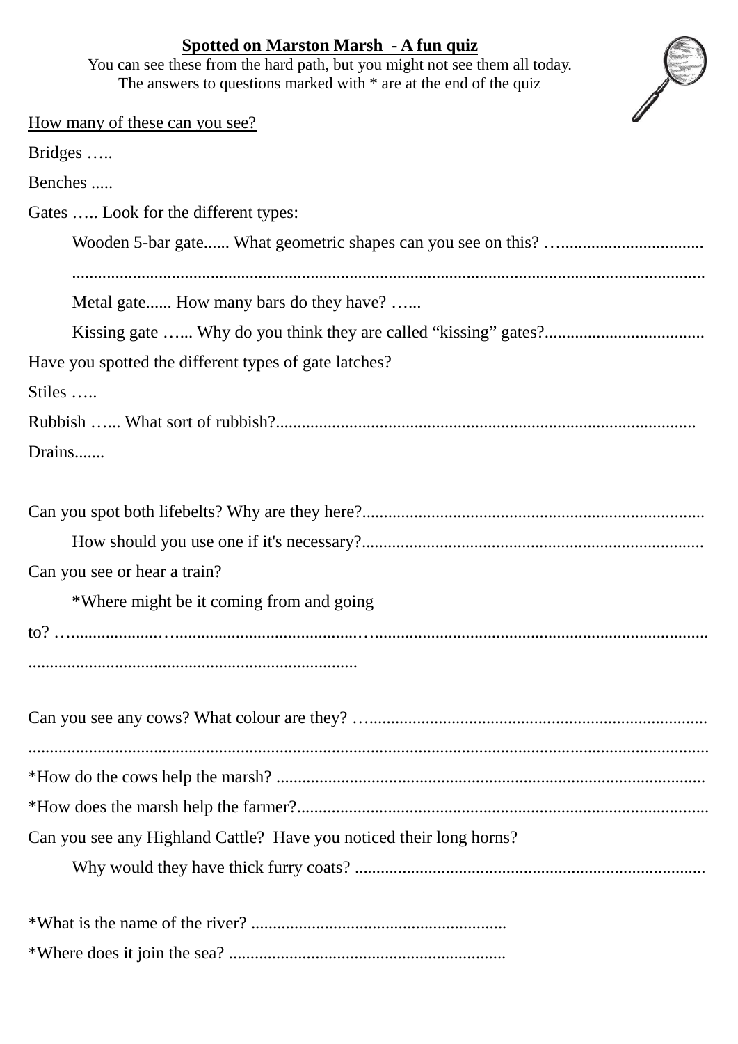**Spotted on Marston Marsh - A fun quiz**

You can see these from the hard path, but you might not see them all today.
The answers to questions marked with * are at the end of the quiz

<u>How many of these can you see?</u>

Bridges …..

Benches .....

Gates ….. Look for the different types:

Wooden 5-bar gate...... What geometric shapes can you see on this? ….................................

...................................................................................................................................

Metal gate...... How many bars do they have? …...

Kissing gate …... Why do you think they are called "kissing" gates?....................................

Have you spotted the different types of gate latches?

Stiles …..

Rubbish …... What sort of rubbish?...............................................................................................

Drains.......

Can you spot both lifebelts? Why are they here?.............................................................................

How should you use one if it's necessary?.............................................................................

Can you see or hear a train?

*Where might be it coming from and going to? …..................…......................................…............................................................................

..........................................................................

Can you see any cows? What colour are they? …............................................................................

..............................................................................................................................................

*How do the cows help the marsh? .................................................................................................

*How does the marsh help the farmer?.............................................................................................

Can you see any Highland Cattle? Have you noticed their long horns?

Why would they have thick furry coats? ...............................................................................

*What is the name of the river? ..........................................................

*Where does it join the sea? ...............................................................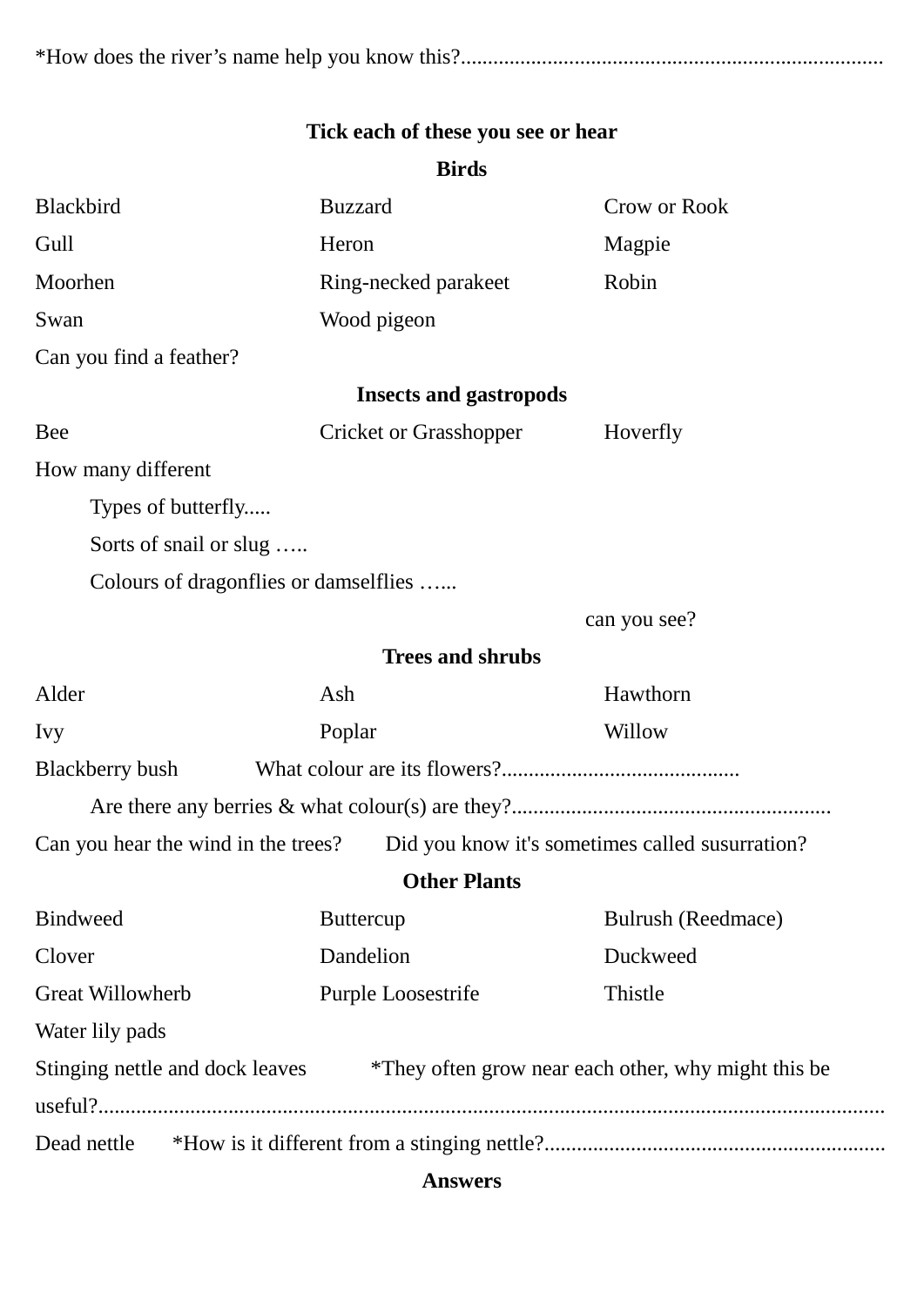*How does the river's name help you know this?.............................................................................

## Tick each of these you see or hear

### Birds

| | | |
|---|---|---|
| Blackbird | Buzzard | Crow or Rook |
| Gull | Heron | Magpie |
| Moorhen | Ring-necked parakeet | Robin |
| Swan | Wood pigeon | |

Can you find a feather?

### Insects and gastropods

| | | |
|---|---|---|
| Bee | Cricket or Grasshopper | Hoverfly |

How many different

Types of butterfly.....

Sorts of snail or slug …..

Colours of dragonflies or damselflies …...

can you see?

### Trees and shrubs

| | | |
|---|---|---|
| Alder | Ash | Hawthorn |
| Ivy | Poplar | Willow |

Blackberry bush What colour are its flowers?...........................................

Are there any berries & what colour(s) are they?..........................................................

Can you hear the wind in the trees? Did you know it's sometimes called susurration?

### Other Plants

| | | |
|---|---|---|
| Bindweed | Buttercup | Bulrush (Reedmace) |
| Clover | Dandelion | Duckweed |
| Great Willowherb | Purple Loosestrife | Thistle |
| Water lily pads | | |

Stinging nettle and dock leaves *They often grow near each other, why might this be useful?..................................................................................................................................

Dead nettle *How is it different from a stinging nettle?..............................................................

### Answers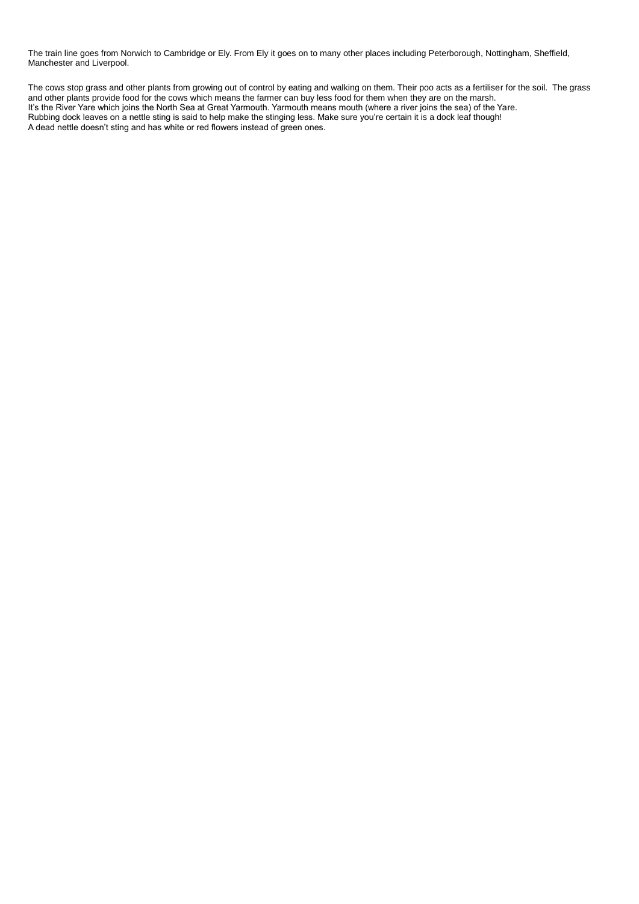The train line goes from Norwich to Cambridge or Ely. From Ely it goes on to many other places including Peterborough, Nottingham, Sheffield, Manchester and Liverpool.

The cows stop grass and other plants from growing out of control by eating and walking on them. Their poo acts as a fertiliser for the soil. The grass and other plants provide food for the cows which means the farmer can buy less food for them when they are on the marsh.
It's the River Yare which joins the North Sea at Great Yarmouth. Yarmouth means mouth (where a river joins the sea) of the Yare.
Rubbing dock leaves on a nettle sting is said to help make the stinging less. Make sure you're certain it is a dock leaf though!
A dead nettle doesn't sting and has white or red flowers instead of green ones.